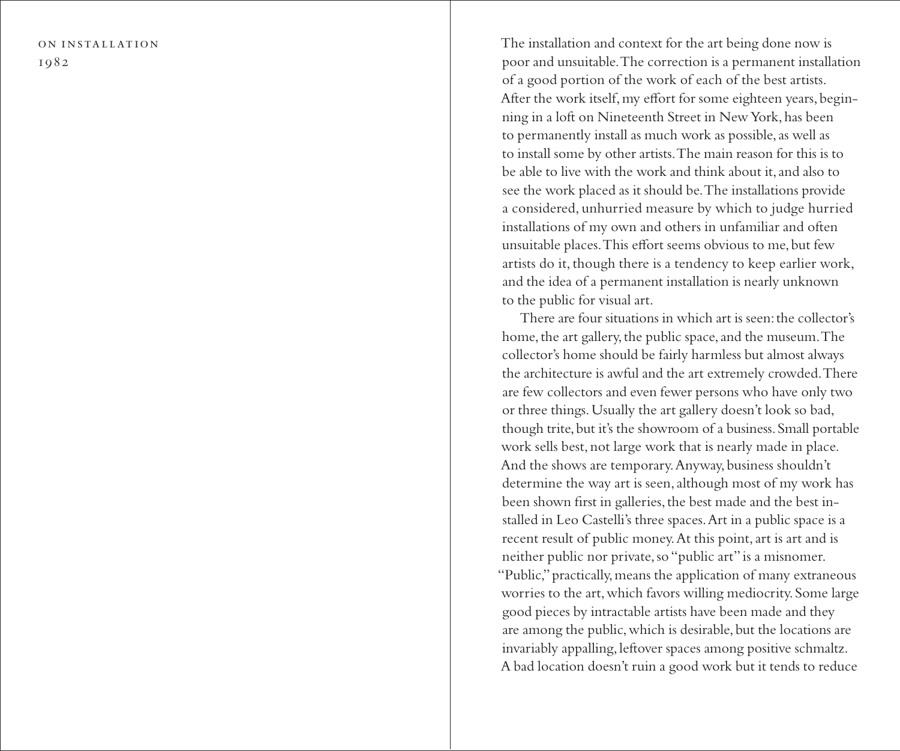# On Installation

1982

The installation and context for the art being done now is poor and unsuitable. The correction is a permanent installation of a good portion of the work of each of the best artists. After the work itself, my effort for some eighteen years, beginning in a loft on Nineteenth Street in New York, has been to permanently install as much work as possible, as well as to install some by other artists. The main reason for this is to be able to live with the work and think about it, and also to see the work placed as it should be. The installations provide a considered, unhurried measure by which to judge hurried installations of my own and others in unfamiliar and often unsuitable places. This effort seems obvious to me, but few artists do it, though there is a tendency to keep earlier work, and the idea of a permanent installation is nearly unknown to the public for visual art.

There are four situations in which art is seen: the collector's home, the art gallery, the public space, and the museum. The collector's home should be fairly harmless but almost always the architecture is awful and the art extremely crowded. There are few collectors and even fewer persons who have only two or three things. Usually the art gallery doesn't look so bad, though trite, but it's the showroom of a business. Small portable work sells best, not large work that is nearly made in place. And the shows are temporary. Anyway, business shouldn't determine the way art is seen, although most of my work has been shown first in galleries, the best made and the best installed in Leo Castelli's three spaces. Art in a public space is a recent result of public money. At this point, art is art and is neither public nor private, so "public art" is a misnomer. "Public," practically, means the application of many extraneous worries to the art, which favors willing mediocrity. Some large good pieces by intractable artists have been made and they are among the public, which is desirable, but the locations are invariably appalling, leftover spaces among positive schmaltz. A bad location doesn't ruin a good work but it tends to reduce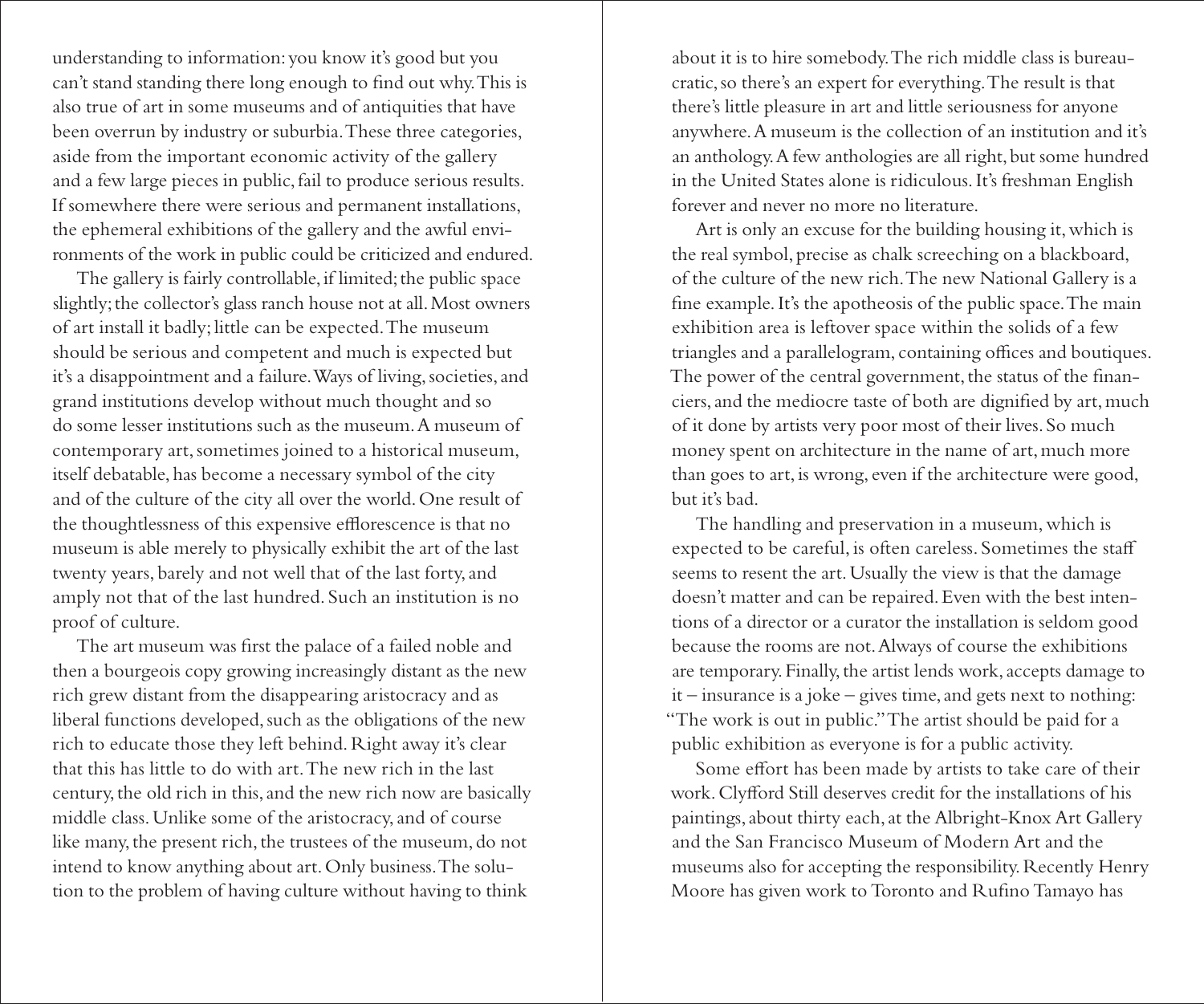understanding to information: you know it's good but you can't stand standing there long enough to find out why. This is also true of art in some museums and of antiquities that have been overrun by industry or suburbia. These three categories, aside from the important economic activity of the gallery and a few large pieces in public, fail to produce serious results. If somewhere there were serious and permanent installations, the ephemeral exhibitions of the gallery and the awful environments of the work in public could be criticized and endured.

The gallery is fairly controllable, if limited; the public space slightly; the collector's glass ranch house not at all. Most owners of art install it badly; little can be expected. The museum should be serious and competent and much is expected but it's a disappointment and a failure. Ways of living, societies, and grand institutions develop without much thought and so do some lesser institutions such as the museum. A museum of contemporary art, sometimes joined to a historical museum, itself debatable, has become a necessary symbol of the city and of the culture of the city all over the world. One result of the thoughtlessness of this expensive efflorescence is that no museum is able merely to physically exhibit the art of the last twenty years, barely and not well that of the last forty, and amply not that of the last hundred. Such an institution is no proof of culture.

The art museum was first the palace of a failed noble and then a bourgeois copy growing increasingly distant as the new rich grew distant from the disappearing aristocracy and as liberal functions developed, such as the obligations of the new rich to educate those they left behind. Right away it's clear that this has little to do with art. The new rich in the last century, the old rich in this, and the new rich now are basically middle class. Unlike some of the aristocracy, and of course like many, the present rich, the trustees of the museum, do not intend to know anything about art. Only business. The solution to the problem of having culture without having to think about it is to hire somebody. The rich middle class is bureaucratic, so there's an expert for everything. The result is that there's little pleasure in art and little seriousness for anyone anywhere. A museum is the collection of an institution and it's an anthology. A few anthologies are all right, but some hundred in the United States alone is ridiculous. It's freshman English forever and never no more no literature.

Art is only an excuse for the building housing it, which is the real symbol, precise as chalk screeching on a blackboard, of the culture of the new rich. The new National Gallery is a fine example. It's the apotheosis of the public space. The main exhibition area is leftover space within the solids of a few triangles and a parallelogram, containing offices and boutiques. The power of the central government, the status of the financiers, and the mediocre taste of both are dignified by art, much of it done by artists very poor most of their lives. So much money spent on architecture in the name of art, much more than goes to art, is wrong, even if the architecture were good, but it's bad.

The handling and preservation in a museum, which is expected to be careful, is often careless. Sometimes the staff seems to resent the art. Usually the view is that the damage doesn't matter and can be repaired. Even with the best intentions of a director or a curator the installation is seldom good because the rooms are not. Always of course the exhibitions are temporary. Finally, the artist lends work, accepts damage to it – insurance is a joke – gives time, and gets next to nothing: "The work is out in public." The artist should be paid for a public exhibition as everyone is for a public activity.

Some effort has been made by artists to take care of their work. Clyfford Still deserves credit for the installations of his paintings, about thirty each, at the Albright-Knox Art Gallery and the San Francisco Museum of Modern Art and the museums also for accepting the responsibility. Recently Henry Moore has given work to Toronto and Rufino Tamayo has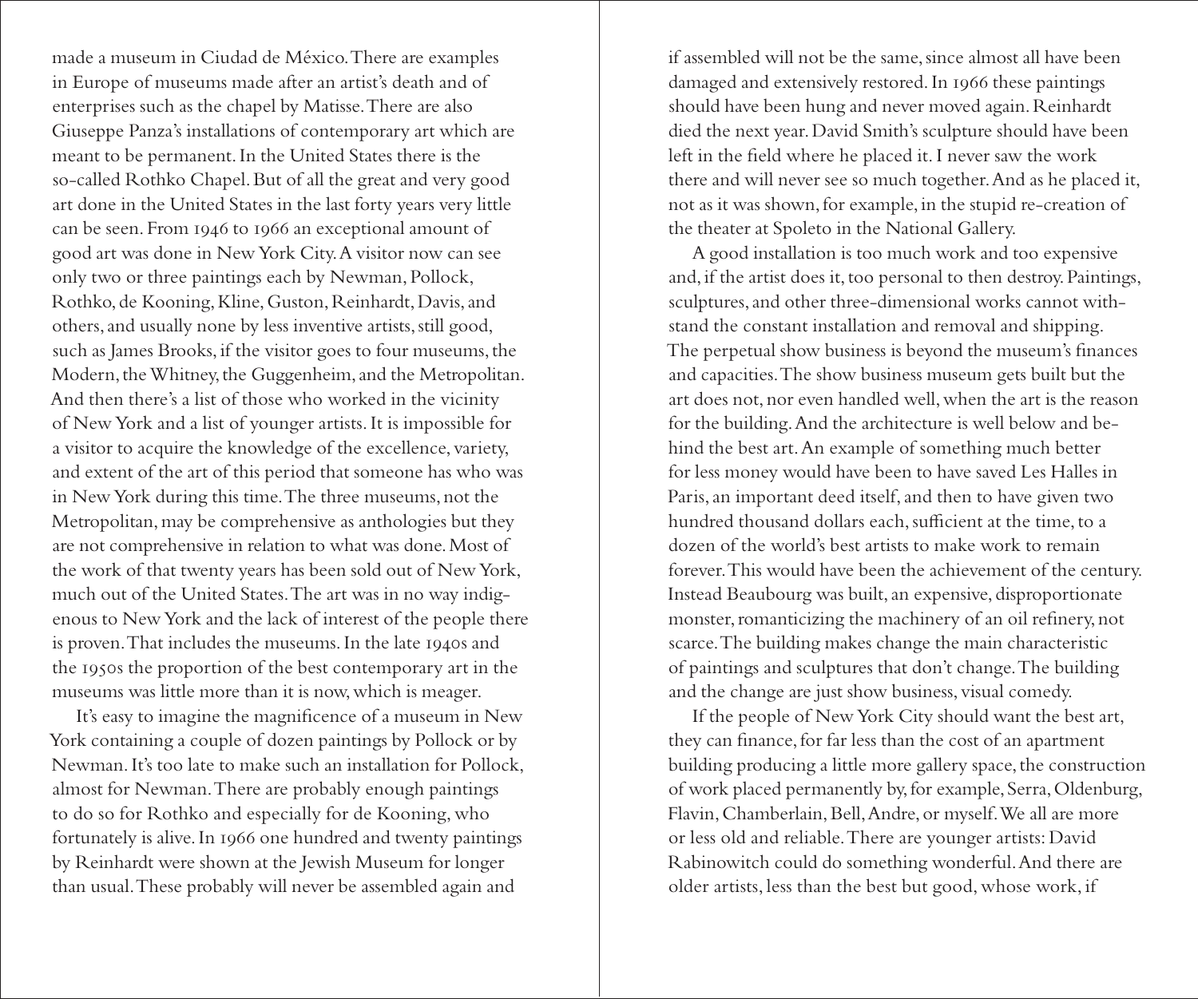made a museum in Ciudad de México. There are examples in Europe of museums made after an artist's death and of enterprises such as the chapel by Matisse. There are also Giuseppe Panza's installations of contemporary art which are meant to be permanent. In the United States there is the so-called Rothko Chapel. But of all the great and very good art done in the United States in the last forty years very little can be seen. From 1946 to 1966 an exceptional amount of good art was done in New York City. A visitor now can see only two or three paintings each by Newman, Pollock, Rothko, de Kooning, Kline, Guston, Reinhardt, Davis, and others, and usually none by less inventive artists, still good, such as James Brooks, if the visitor goes to four museums, the Modern, the Whitney, the Guggenheim, and the Metropolitan. And then there's a list of those who worked in the vicinity of New York and a list of younger artists. It is impossible for a visitor to acquire the knowledge of the excellence, variety, and extent of the art of this period that someone has who was in New York during this time. The three museums, not the Metropolitan, may be comprehensive as anthologies but they are not comprehensive in relation to what was done. Most of the work of that twenty years has been sold out of New York, much out of the United States. The art was in no way indigenous to New York and the lack of interest of the people there is proven. That includes the museums. In the late 1940s and the 1950s the proportion of the best contemporary art in the museums was little more than it is now, which is meager.

It's easy to imagine the magnificence of a museum in New York containing a couple of dozen paintings by Pollock or by Newman. It's too late to make such an installation for Pollock, almost for Newman. There are probably enough paintings to do so for Rothko and especially for de Kooning, who fortunately is alive. In 1966 one hundred and twenty paintings by Reinhardt were shown at the Jewish Museum for longer than usual. These probably will never be assembled again and if assembled will not be the same, since almost all have been damaged and extensively restored. In 1966 these paintings should have been hung and never moved again. Reinhardt died the next year. David Smith's sculpture should have been left in the field where he placed it. I never saw the work there and will never see so much together. And as he placed it, not as it was shown, for example, in the stupid re-creation of the theater at Spoleto in the National Gallery.

A good installation is too much work and too expensive and, if the artist does it, too personal to then destroy. Paintings, sculptures, and other three-dimensional works cannot withstand the constant installation and removal and shipping. The perpetual show business is beyond the museum's finances and capacities. The show business museum gets built but the art does not, nor even handled well, when the art is the reason for the building. And the architecture is well below and behind the best art. An example of something much better for less money would have been to have saved Les Halles in Paris, an important deed itself, and then to have given two hundred thousand dollars each, sufficient at the time, to a dozen of the world's best artists to make work to remain forever. This would have been the achievement of the century. Instead Beaubourg was built, an expensive, disproportionate monster, romanticizing the machinery of an oil refinery, not scarce. The building makes change the main characteristic of paintings and sculptures that don't change. The building and the change are just show business, visual comedy.

If the people of New York City should want the best art, they can finance, for far less than the cost of an apartment building producing a little more gallery space, the construction of work placed permanently by, for example, Serra, Oldenburg, Flavin, Chamberlain, Bell, Andre, or myself. We all are more or less old and reliable. There are younger artists: David Rabinowitch could do something wonderful. And there are older artists, less than the best but good, whose work, if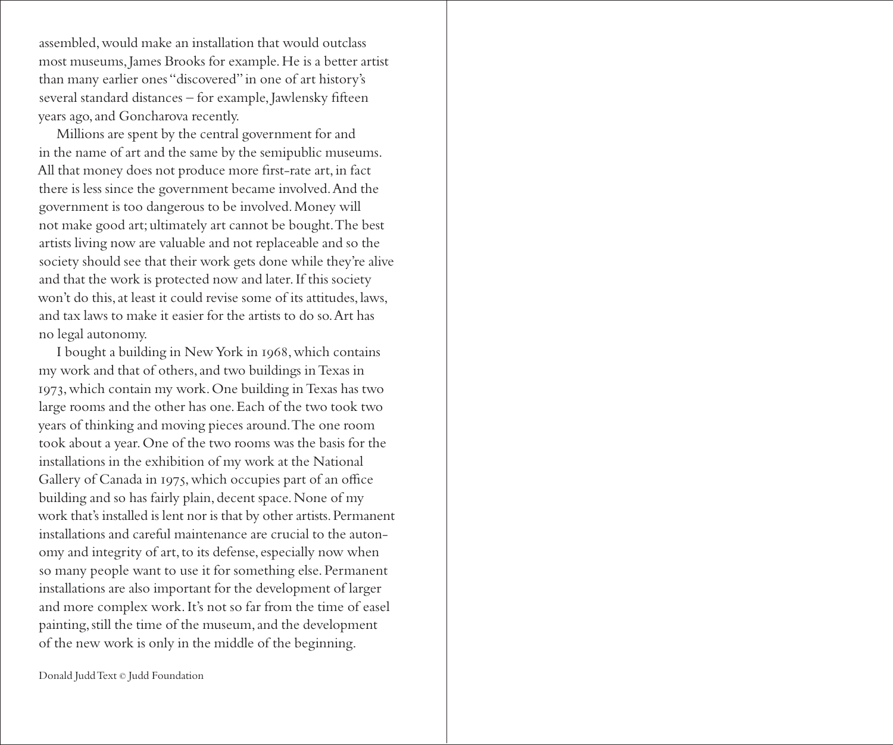assembled, would make an installation that would outclass most museums, James Brooks for example. He is a better artist than many earlier ones "discovered" in one of art history's several standard distances – for example, Jawlensky fifteen years ago, and Goncharova recently.

Millions are spent by the central government for and in the name of art and the same by the semipublic museums. All that money does not produce more first-rate art, in fact there is less since the government became involved. And the government is too dangerous to be involved. Money will not make good art; ultimately art cannot be bought. The best artists living now are valuable and not replaceable and so the society should see that their work gets done while they're alive and that the work is protected now and later. If this society won't do this, at least it could revise some of its attitudes, laws, and tax laws to make it easier for the artists to do so. Art has no legal autonomy.

I bought a building in New York in 1968, which contains my work and that of others, and two buildings in Texas in 1973, which contain my work. One building in Texas has two large rooms and the other has one. Each of the two took two years of thinking and moving pieces around. The one room took about a year. One of the two rooms was the basis for the installations in the exhibition of my work at the National Gallery of Canada in 1975, which occupies part of an office building and so has fairly plain, decent space. None of my work that's installed is lent nor is that by other artists. Permanent installations and careful maintenance are crucial to the autonomy and integrity of art, to its defense, especially now when so many people want to use it for something else. Permanent installations are also important for the development of larger and more complex work. It's not so far from the time of easel painting, still the time of the museum, and the development of the new work is only in the middle of the beginning.

Donald Judd Text © Judd Foundation